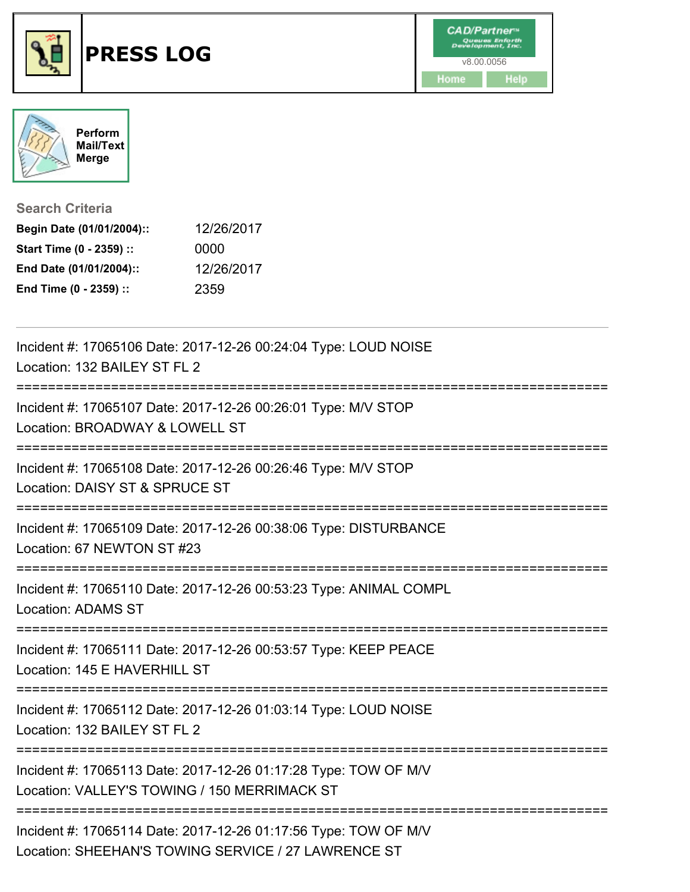# PRESS LOG

CAD/Partner™
v8.00.0056
Home Help

Perform Mail/Text Merge

## Search Criteria

**Begin Date (01/01/2004)::** 12/26/2017
**Start Time (0 - 2359) ::** 0000
**End Date (01/01/2004)::** 12/26/2017
**End Time (0 - 2359) ::** 2359

---

Incident #: 17065106 Date: 2017-12-26 00:24:04 Type: LOUD NOISE
Location: 132 BAILEY ST FL 2

===========================================================================

Incident #: 17065107 Date: 2017-12-26 00:26:01 Type: M/V STOP
Location: BROADWAY & LOWELL ST

===========================================================================

Incident #: 17065108 Date: 2017-12-26 00:26:46 Type: M/V STOP
Location: DAISY ST & SPRUCE ST

===========================================================================

Incident #: 17065109 Date: 2017-12-26 00:38:06 Type: DISTURBANCE
Location: 67 NEWTON ST #23

===========================================================================

Incident #: 17065110 Date: 2017-12-26 00:53:23 Type: ANIMAL COMPL
Location: ADAMS ST

===========================================================================

Incident #: 17065111 Date: 2017-12-26 00:53:57 Type: KEEP PEACE
Location: 145 E HAVERHILL ST

===========================================================================

Incident #: 17065112 Date: 2017-12-26 01:03:14 Type: LOUD NOISE
Location: 132 BAILEY ST FL 2

===========================================================================

Incident #: 17065113 Date: 2017-12-26 01:17:28 Type: TOW OF M/V
Location: VALLEY'S TOWING / 150 MERRIMACK ST

===========================================================================

Incident #: 17065114 Date: 2017-12-26 01:17:56 Type: TOW OF M/V
Location: SHEEHAN'S TOWING SERVICE / 27 LAWRENCE ST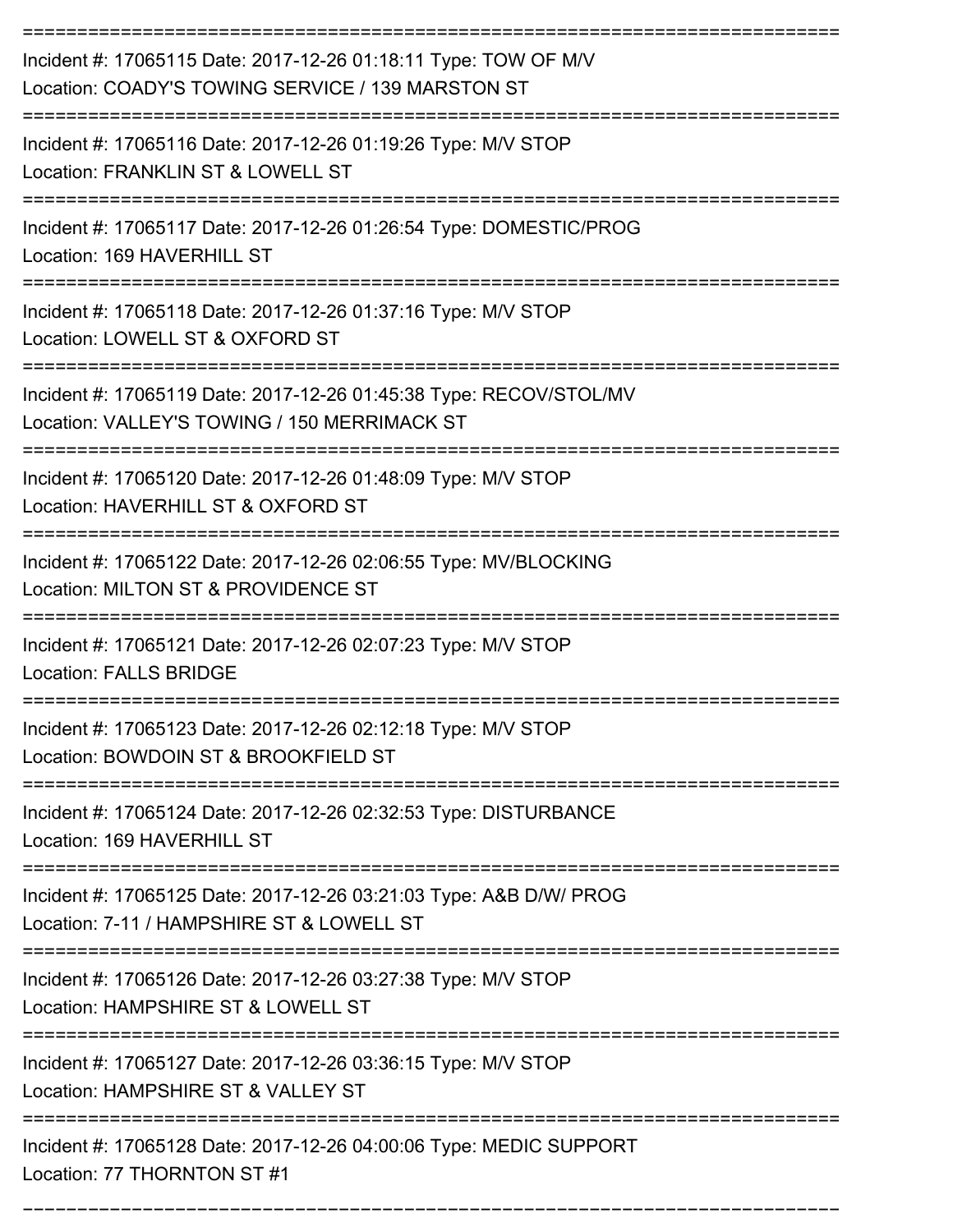Incident #: 17065115 Date: 2017-12-26 01:18:11 Type: TOW OF M/V
Location: COADY'S TOWING SERVICE / 139 MARSTON ST

---

Incident #: 17065116 Date: 2017-12-26 01:19:26 Type: M/V STOP
Location: FRANKLIN ST & LOWELL ST

---

Incident #: 17065117 Date: 2017-12-26 01:26:54 Type: DOMESTIC/PROG
Location: 169 HAVERHILL ST

---

Incident #: 17065118 Date: 2017-12-26 01:37:16 Type: M/V STOP
Location: LOWELL ST & OXFORD ST

---

Incident #: 17065119 Date: 2017-12-26 01:45:38 Type: RECOV/STOL/MV
Location: VALLEY'S TOWING / 150 MERRIMACK ST

---

Incident #: 17065120 Date: 2017-12-26 01:48:09 Type: M/V STOP
Location: HAVERHILL ST & OXFORD ST

---

Incident #: 17065122 Date: 2017-12-26 02:06:55 Type: MV/BLOCKING
Location: MILTON ST & PROVIDENCE ST

---

Incident #: 17065121 Date: 2017-12-26 02:07:23 Type: M/V STOP
Location: FALLS BRIDGE

---

Incident #: 17065123 Date: 2017-12-26 02:12:18 Type: M/V STOP
Location: BOWDOIN ST & BROOKFIELD ST

---

Incident #: 17065124 Date: 2017-12-26 02:32:53 Type: DISTURBANCE
Location: 169 HAVERHILL ST

---

Incident #: 17065125 Date: 2017-12-26 03:21:03 Type: A&B D/W/ PROG
Location: 7-11 / HAMPSHIRE ST & LOWELL ST

---

Incident #: 17065126 Date: 2017-12-26 03:27:38 Type: M/V STOP
Location: HAMPSHIRE ST & LOWELL ST

---

Incident #: 17065127 Date: 2017-12-26 03:36:15 Type: M/V STOP
Location: HAMPSHIRE ST & VALLEY ST

---

Incident #: 17065128 Date: 2017-12-26 04:00:06 Type: MEDIC SUPPORT
Location: 77 THORNTON ST #1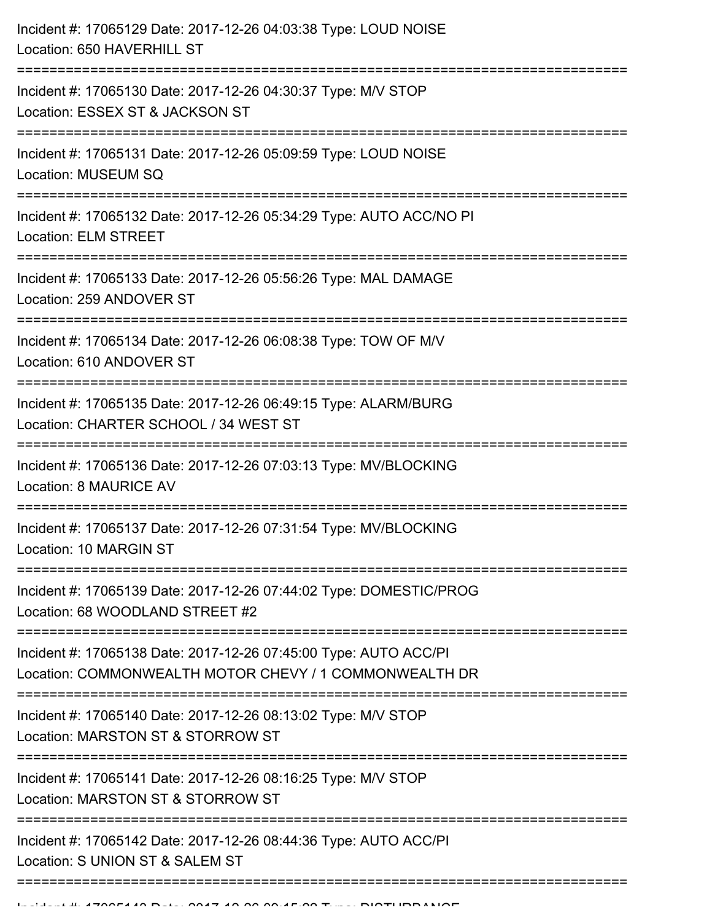Incident #: 17065129 Date: 2017-12-26 04:03:38 Type: LOUD NOISE
Location: 650 HAVERHILL ST

===========================================================================

Incident #: 17065130 Date: 2017-12-26 04:30:37 Type: M/V STOP
Location: ESSEX ST & JACKSON ST

===========================================================================

Incident #: 17065131 Date: 2017-12-26 05:09:59 Type: LOUD NOISE
Location: MUSEUM SQ

===========================================================================

Incident #: 17065132 Date: 2017-12-26 05:34:29 Type: AUTO ACC/NO PI
Location: ELM STREET

===========================================================================

Incident #: 17065133 Date: 2017-12-26 05:56:26 Type: MAL DAMAGE
Location: 259 ANDOVER ST

===========================================================================

Incident #: 17065134 Date: 2017-12-26 06:08:38 Type: TOW OF M/V
Location: 610 ANDOVER ST

===========================================================================

Incident #: 17065135 Date: 2017-12-26 06:49:15 Type: ALARM/BURG
Location: CHARTER SCHOOL / 34 WEST ST

===========================================================================

Incident #: 17065136 Date: 2017-12-26 07:03:13 Type: MV/BLOCKING
Location: 8 MAURICE AV

===========================================================================

Incident #: 17065137 Date: 2017-12-26 07:31:54 Type: MV/BLOCKING
Location: 10 MARGIN ST

===========================================================================

Incident #: 17065139 Date: 2017-12-26 07:44:02 Type: DOMESTIC/PROG
Location: 68 WOODLAND STREET #2

===========================================================================

Incident #: 17065138 Date: 2017-12-26 07:45:00 Type: AUTO ACC/PI
Location: COMMONWEALTH MOTOR CHEVY / 1 COMMONWEALTH DR

===========================================================================

Incident #: 17065140 Date: 2017-12-26 08:13:02 Type: M/V STOP
Location: MARSTON ST & STORROW ST

===========================================================================

Incident #: 17065141 Date: 2017-12-26 08:16:25 Type: M/V STOP
Location: MARSTON ST & STORROW ST

===========================================================================

Incident #: 17065142 Date: 2017-12-26 08:44:36 Type: AUTO ACC/PI
Location: S UNION ST & SALEM ST

===========================================================================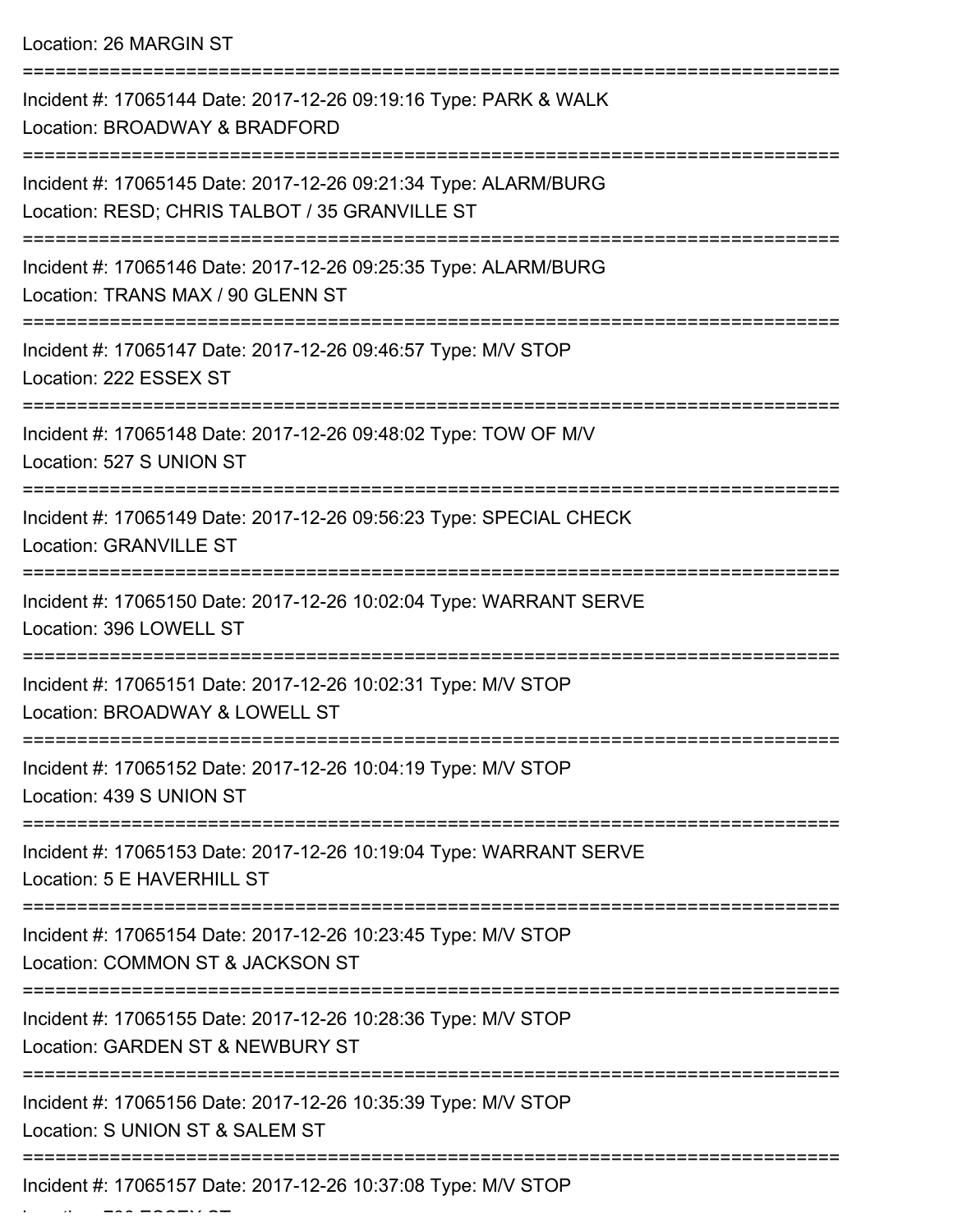Location: 26 MARGIN ST

===========================================================================

Incident #: 17065144 Date: 2017-12-26 09:19:16 Type: PARK & WALK
Location: BROADWAY & BRADFORD

===========================================================================

Incident #: 17065145 Date: 2017-12-26 09:21:34 Type: ALARM/BURG
Location: RESD; CHRIS TALBOT / 35 GRANVILLE ST

===========================================================================

Incident #: 17065146 Date: 2017-12-26 09:25:35 Type: ALARM/BURG
Location: TRANS MAX / 90 GLENN ST

===========================================================================

Incident #: 17065147 Date: 2017-12-26 09:46:57 Type: M/V STOP
Location: 222 ESSEX ST

===========================================================================

Incident #: 17065148 Date: 2017-12-26 09:48:02 Type: TOW OF M/V
Location: 527 S UNION ST

===========================================================================

Incident #: 17065149 Date: 2017-12-26 09:56:23 Type: SPECIAL CHECK
Location: GRANVILLE ST

===========================================================================

Incident #: 17065150 Date: 2017-12-26 10:02:04 Type: WARRANT SERVE
Location: 396 LOWELL ST

===========================================================================

Incident #: 17065151 Date: 2017-12-26 10:02:31 Type: M/V STOP
Location: BROADWAY & LOWELL ST

===========================================================================

Incident #: 17065152 Date: 2017-12-26 10:04:19 Type: M/V STOP
Location: 439 S UNION ST

===========================================================================

Incident #: 17065153 Date: 2017-12-26 10:19:04 Type: WARRANT SERVE
Location: 5 E HAVERHILL ST

===========================================================================

Incident #: 17065154 Date: 2017-12-26 10:23:45 Type: M/V STOP
Location: COMMON ST & JACKSON ST

===========================================================================

Incident #: 17065155 Date: 2017-12-26 10:28:36 Type: M/V STOP
Location: GARDEN ST & NEWBURY ST

===========================================================================

Incident #: 17065156 Date: 2017-12-26 10:35:39 Type: M/V STOP
Location: S UNION ST & SALEM ST

===========================================================================

Incident #: 17065157 Date: 2017-12-26 10:37:08 Type: M/V STOP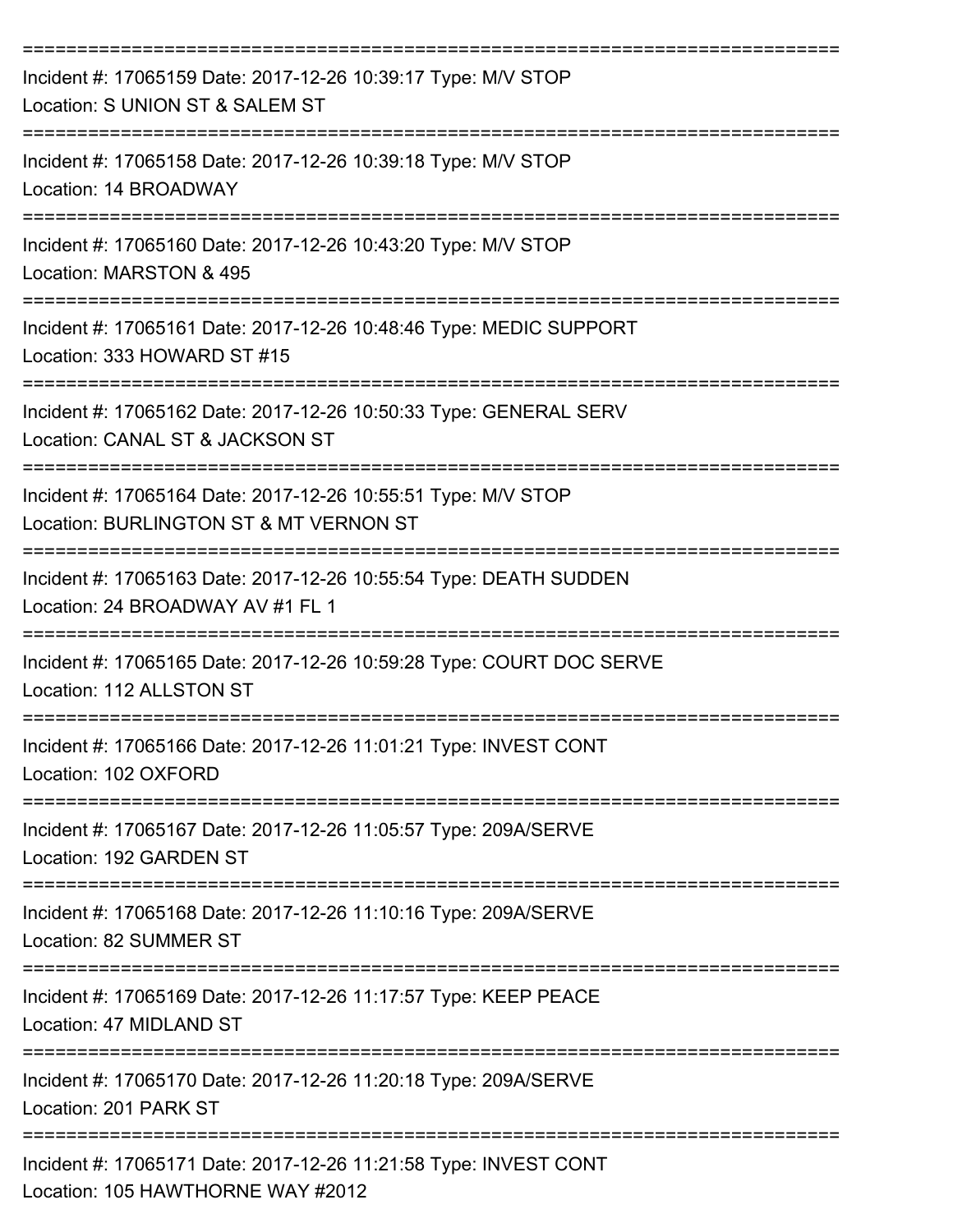===========================================================================

Incident #: 17065159 Date: 2017-12-26 10:39:17 Type: M/V STOP
Location: S UNION ST & SALEM ST

===========================================================================

Incident #: 17065158 Date: 2017-12-26 10:39:18 Type: M/V STOP
Location: 14 BROADWAY

===========================================================================

Incident #: 17065160 Date: 2017-12-26 10:43:20 Type: M/V STOP
Location: MARSTON & 495

===========================================================================

Incident #: 17065161 Date: 2017-12-26 10:48:46 Type: MEDIC SUPPORT
Location: 333 HOWARD ST #15

===========================================================================

Incident #: 17065162 Date: 2017-12-26 10:50:33 Type: GENERAL SERV
Location: CANAL ST & JACKSON ST

===========================================================================

Incident #: 17065164 Date: 2017-12-26 10:55:51 Type: M/V STOP
Location: BURLINGTON ST & MT VERNON ST

===========================================================================

Incident #: 17065163 Date: 2017-12-26 10:55:54 Type: DEATH SUDDEN
Location: 24 BROADWAY AV #1 FL 1

===========================================================================

Incident #: 17065165 Date: 2017-12-26 10:59:28 Type: COURT DOC SERVE
Location: 112 ALLSTON ST

===========================================================================

Incident #: 17065166 Date: 2017-12-26 11:01:21 Type: INVEST CONT
Location: 102 OXFORD

===========================================================================

Incident #: 17065167 Date: 2017-12-26 11:05:57 Type: 209A/SERVE
Location: 192 GARDEN ST

===========================================================================

Incident #: 17065168 Date: 2017-12-26 11:10:16 Type: 209A/SERVE
Location: 82 SUMMER ST

===========================================================================

Incident #: 17065169 Date: 2017-12-26 11:17:57 Type: KEEP PEACE
Location: 47 MIDLAND ST

===========================================================================

Incident #: 17065170 Date: 2017-12-26 11:20:18 Type: 209A/SERVE
Location: 201 PARK ST

===========================================================================

Incident #: 17065171 Date: 2017-12-26 11:21:58 Type: INVEST CONT
Location: 105 HAWTHORNE WAY #2012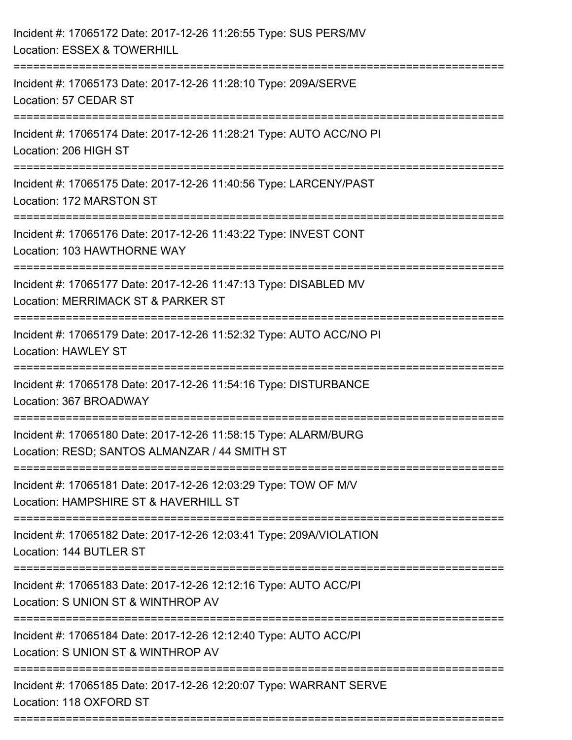Incident #: 17065172 Date: 2017-12-26 11:26:55 Type: SUS PERS/MV
Location: ESSEX & TOWERHILL

===========================================================================

Incident #: 17065173 Date: 2017-12-26 11:28:10 Type: 209A/SERVE
Location: 57 CEDAR ST

===========================================================================

Incident #: 17065174 Date: 2017-12-26 11:28:21 Type: AUTO ACC/NO PI
Location: 206 HIGH ST

===========================================================================

Incident #: 17065175 Date: 2017-12-26 11:40:56 Type: LARCENY/PAST
Location: 172 MARSTON ST

===========================================================================

Incident #: 17065176 Date: 2017-12-26 11:43:22 Type: INVEST CONT
Location: 103 HAWTHORNE WAY

===========================================================================

Incident #: 17065177 Date: 2017-12-26 11:47:13 Type: DISABLED MV
Location: MERRIMACK ST & PARKER ST

===========================================================================

Incident #: 17065179 Date: 2017-12-26 11:52:32 Type: AUTO ACC/NO PI
Location: HAWLEY ST

===========================================================================

Incident #: 17065178 Date: 2017-12-26 11:54:16 Type: DISTURBANCE
Location: 367 BROADWAY

===========================================================================

Incident #: 17065180 Date: 2017-12-26 11:58:15 Type: ALARM/BURG
Location: RESD; SANTOS ALMANZAR / 44 SMITH ST

===========================================================================

Incident #: 17065181 Date: 2017-12-26 12:03:29 Type: TOW OF M/V
Location: HAMPSHIRE ST & HAVERHILL ST

===========================================================================

Incident #: 17065182 Date: 2017-12-26 12:03:41 Type: 209A/VIOLATION
Location: 144 BUTLER ST

===========================================================================

Incident #: 17065183 Date: 2017-12-26 12:12:16 Type: AUTO ACC/PI
Location: S UNION ST & WINTHROP AV

===========================================================================

Incident #: 17065184 Date: 2017-12-26 12:12:40 Type: AUTO ACC/PI
Location: S UNION ST & WINTHROP AV

===========================================================================

Incident #: 17065185 Date: 2017-12-26 12:20:07 Type: WARRANT SERVE
Location: 118 OXFORD ST

===========================================================================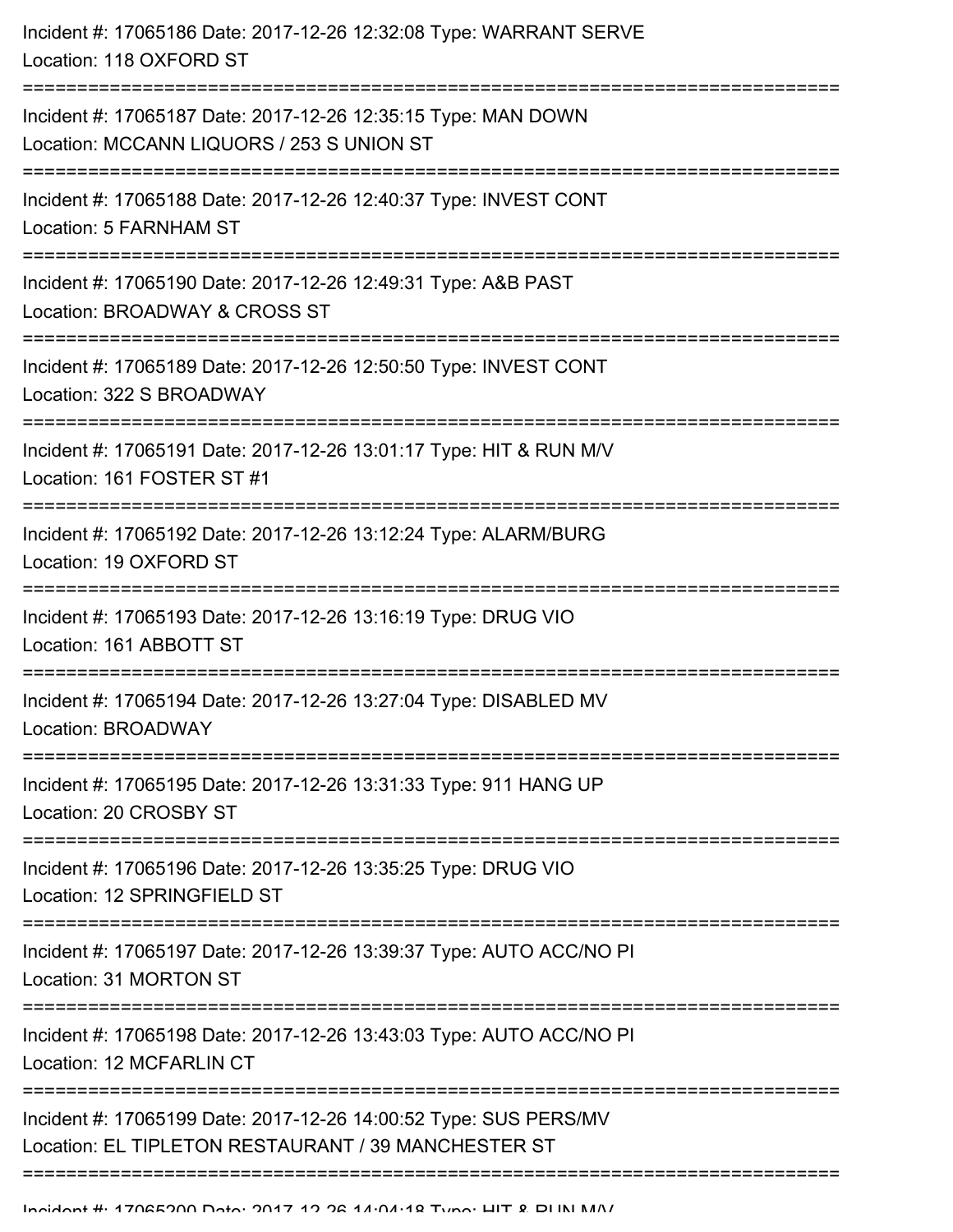Incident #: 17065186 Date: 2017-12-26 12:32:08 Type: WARRANT SERVE
Location: 118 OXFORD ST

===========================================================================

Incident #: 17065187 Date: 2017-12-26 12:35:15 Type: MAN DOWN
Location: MCCANN LIQUORS / 253 S UNION ST

===========================================================================

Incident #: 17065188 Date: 2017-12-26 12:40:37 Type: INVEST CONT
Location: 5 FARNHAM ST

===========================================================================

Incident #: 17065190 Date: 2017-12-26 12:49:31 Type: A&B PAST
Location: BROADWAY & CROSS ST

===========================================================================

Incident #: 17065189 Date: 2017-12-26 12:50:50 Type: INVEST CONT
Location: 322 S BROADWAY

===========================================================================

Incident #: 17065191 Date: 2017-12-26 13:01:17 Type: HIT & RUN M/V
Location: 161 FOSTER ST #1

===========================================================================

Incident #: 17065192 Date: 2017-12-26 13:12:24 Type: ALARM/BURG
Location: 19 OXFORD ST

===========================================================================

Incident #: 17065193 Date: 2017-12-26 13:16:19 Type: DRUG VIO
Location: 161 ABBOTT ST

===========================================================================

Incident #: 17065194 Date: 2017-12-26 13:27:04 Type: DISABLED MV
Location: BROADWAY

===========================================================================

Incident #: 17065195 Date: 2017-12-26 13:31:33 Type: 911 HANG UP
Location: 20 CROSBY ST

===========================================================================

Incident #: 17065196 Date: 2017-12-26 13:35:25 Type: DRUG VIO
Location: 12 SPRINGFIELD ST

===========================================================================

Incident #: 17065197 Date: 2017-12-26 13:39:37 Type: AUTO ACC/NO PI
Location: 31 MORTON ST

===========================================================================

Incident #: 17065198 Date: 2017-12-26 13:43:03 Type: AUTO ACC/NO PI
Location: 12 MCFARLIN CT

===========================================================================

Incident #: 17065199 Date: 2017-12-26 14:00:52 Type: SUS PERS/MV
Location: EL TIPLETON RESTAURANT / 39 MANCHESTER ST

===========================================================================

Incident #: 17065200 Date: 2017-12-26 14:04:18 Type: HIT & RUN M/V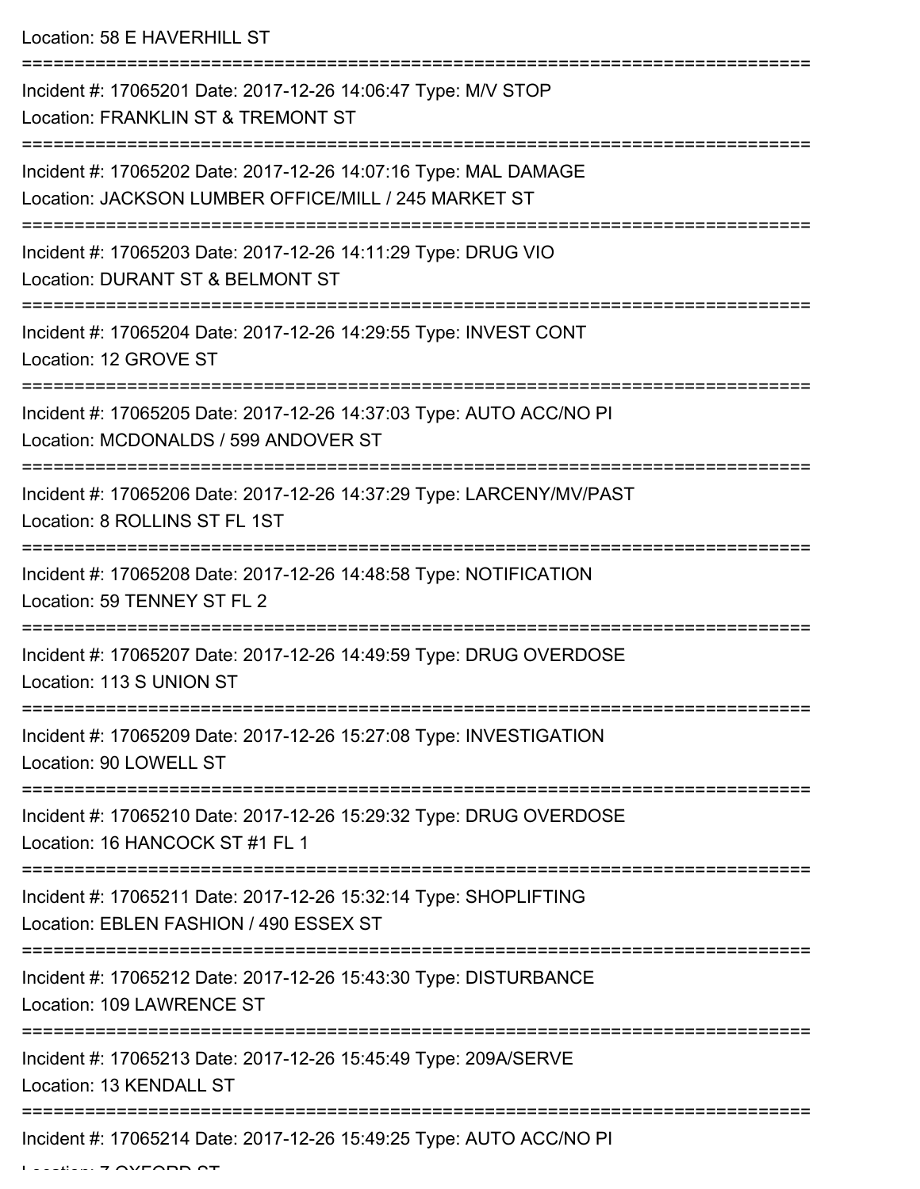Location: 58 E HAVERHILL ST

===========================================================================

Incident #: 17065201 Date: 2017-12-26 14:06:47 Type: M/V STOP
Location: FRANKLIN ST & TREMONT ST

===========================================================================

Incident #: 17065202 Date: 2017-12-26 14:07:16 Type: MAL DAMAGE
Location: JACKSON LUMBER OFFICE/MILL / 245 MARKET ST

===========================================================================

Incident #: 17065203 Date: 2017-12-26 14:11:29 Type: DRUG VIO
Location: DURANT ST & BELMONT ST

===========================================================================

Incident #: 17065204 Date: 2017-12-26 14:29:55 Type: INVEST CONT
Location: 12 GROVE ST

===========================================================================

Incident #: 17065205 Date: 2017-12-26 14:37:03 Type: AUTO ACC/NO PI
Location: MCDONALDS / 599 ANDOVER ST

===========================================================================

Incident #: 17065206 Date: 2017-12-26 14:37:29 Type: LARCENY/MV/PAST
Location: 8 ROLLINS ST FL 1ST

===========================================================================

Incident #: 17065208 Date: 2017-12-26 14:48:58 Type: NOTIFICATION
Location: 59 TENNEY ST FL 2

===========================================================================

Incident #: 17065207 Date: 2017-12-26 14:49:59 Type: DRUG OVERDOSE
Location: 113 S UNION ST

===========================================================================

Incident #: 17065209 Date: 2017-12-26 15:27:08 Type: INVESTIGATION
Location: 90 LOWELL ST

===========================================================================

Incident #: 17065210 Date: 2017-12-26 15:29:32 Type: DRUG OVERDOSE
Location: 16 HANCOCK ST #1 FL 1

===========================================================================

Incident #: 17065211 Date: 2017-12-26 15:32:14 Type: SHOPLIFTING
Location: EBLEN FASHION / 490 ESSEX ST

===========================================================================

Incident #: 17065212 Date: 2017-12-26 15:43:30 Type: DISTURBANCE
Location: 109 LAWRENCE ST

===========================================================================

Incident #: 17065213 Date: 2017-12-26 15:45:49 Type: 209A/SERVE
Location: 13 KENDALL ST

===========================================================================

Incident #: 17065214 Date: 2017-12-26 15:49:25 Type: AUTO ACC/NO PI
Location: 7 OXFORD ST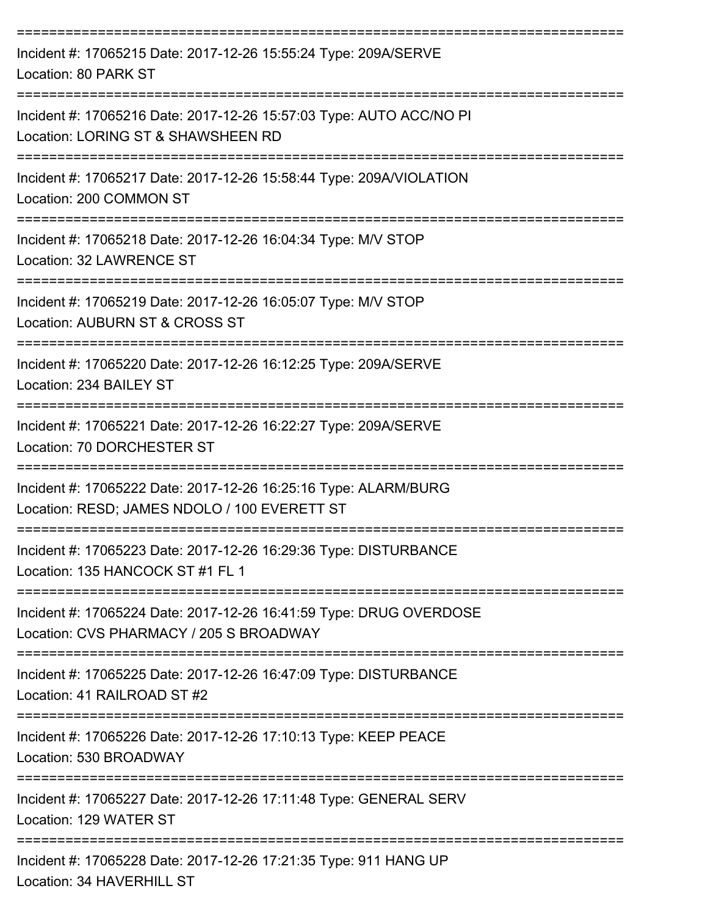===========================================================================

Incident #: 17065215 Date: 2017-12-26 15:55:24 Type: 209A/SERVE
Location: 80 PARK ST

===========================================================================

Incident #: 17065216 Date: 2017-12-26 15:57:03 Type: AUTO ACC/NO PI
Location: LORING ST & SHAWSHEEN RD

===========================================================================

Incident #: 17065217 Date: 2017-12-26 15:58:44 Type: 209A/VIOLATION
Location: 200 COMMON ST

===========================================================================

Incident #: 17065218 Date: 2017-12-26 16:04:34 Type: M/V STOP
Location: 32 LAWRENCE ST

===========================================================================

Incident #: 17065219 Date: 2017-12-26 16:05:07 Type: M/V STOP
Location: AUBURN ST & CROSS ST

===========================================================================

Incident #: 17065220 Date: 2017-12-26 16:12:25 Type: 209A/SERVE
Location: 234 BAILEY ST

===========================================================================

Incident #: 17065221 Date: 2017-12-26 16:22:27 Type: 209A/SERVE
Location: 70 DORCHESTER ST

===========================================================================

Incident #: 17065222 Date: 2017-12-26 16:25:16 Type: ALARM/BURG
Location: RESD; JAMES NDOLO / 100 EVERETT ST

===========================================================================

Incident #: 17065223 Date: 2017-12-26 16:29:36 Type: DISTURBANCE
Location: 135 HANCOCK ST #1 FL 1

===========================================================================

Incident #: 17065224 Date: 2017-12-26 16:41:59 Type: DRUG OVERDOSE
Location: CVS PHARMACY / 205 S BROADWAY

===========================================================================

Incident #: 17065225 Date: 2017-12-26 16:47:09 Type: DISTURBANCE
Location: 41 RAILROAD ST #2

===========================================================================

Incident #: 17065226 Date: 2017-12-26 17:10:13 Type: KEEP PEACE
Location: 530 BROADWAY

===========================================================================

Incident #: 17065227 Date: 2017-12-26 17:11:48 Type: GENERAL SERV
Location: 129 WATER ST

===========================================================================

Incident #: 17065228 Date: 2017-12-26 17:21:35 Type: 911 HANG UP
Location: 34 HAVERHILL ST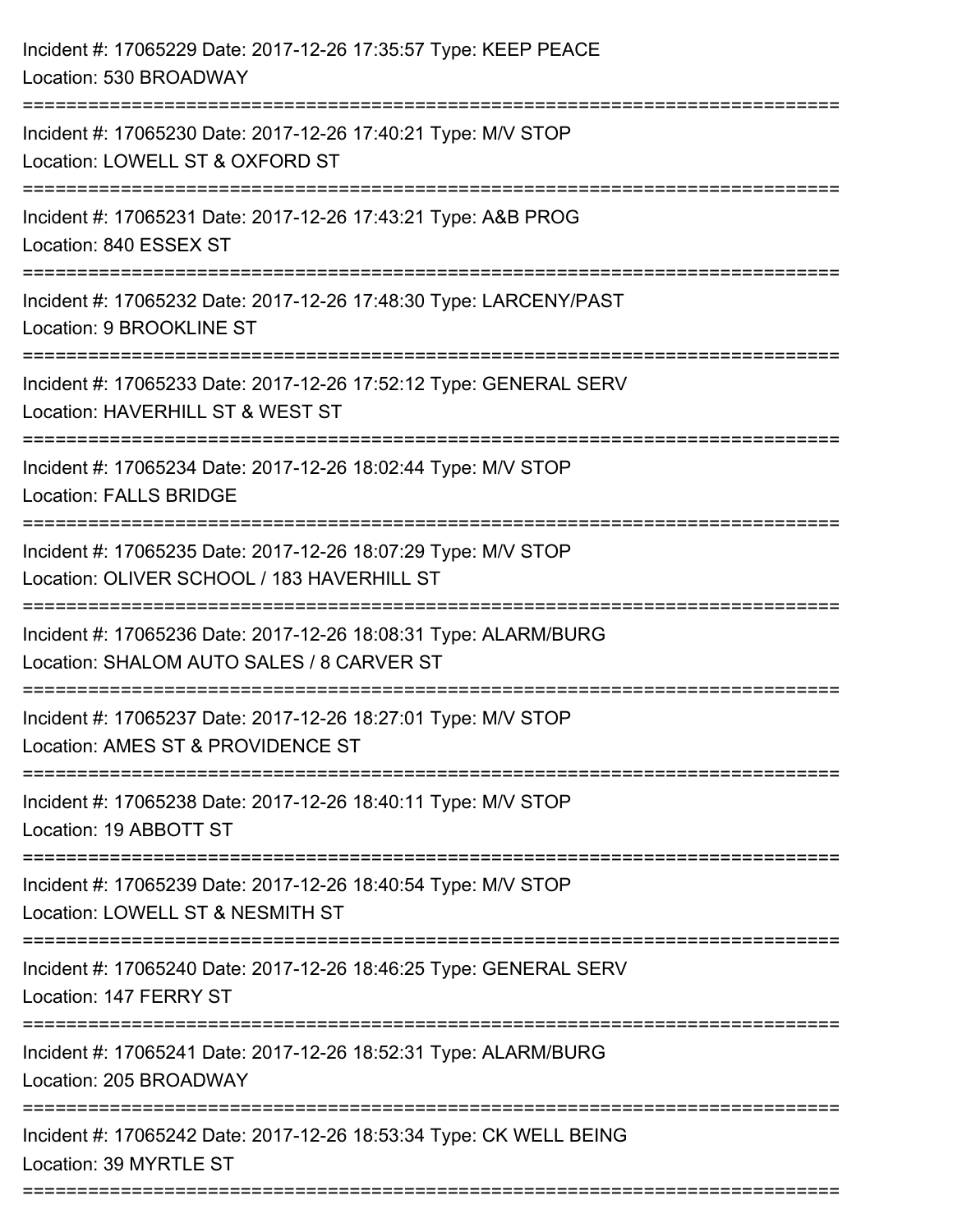Incident #: 17065229 Date: 2017-12-26 17:35:57 Type: KEEP PEACE
Location: 530 BROADWAY

===========================================================================

Incident #: 17065230 Date: 2017-12-26 17:40:21 Type: M/V STOP
Location: LOWELL ST & OXFORD ST

===========================================================================

Incident #: 17065231 Date: 2017-12-26 17:43:21 Type: A&B PROG
Location: 840 ESSEX ST

===========================================================================

Incident #: 17065232 Date: 2017-12-26 17:48:30 Type: LARCENY/PAST
Location: 9 BROOKLINE ST

===========================================================================

Incident #: 17065233 Date: 2017-12-26 17:52:12 Type: GENERAL SERV
Location: HAVERHILL ST & WEST ST

===========================================================================

Incident #: 17065234 Date: 2017-12-26 18:02:44 Type: M/V STOP
Location: FALLS BRIDGE

===========================================================================

Incident #: 17065235 Date: 2017-12-26 18:07:29 Type: M/V STOP
Location: OLIVER SCHOOL / 183 HAVERHILL ST

===========================================================================

Incident #: 17065236 Date: 2017-12-26 18:08:31 Type: ALARM/BURG
Location: SHALOM AUTO SALES / 8 CARVER ST

===========================================================================

Incident #: 17065237 Date: 2017-12-26 18:27:01 Type: M/V STOP
Location: AMES ST & PROVIDENCE ST

===========================================================================

Incident #: 17065238 Date: 2017-12-26 18:40:11 Type: M/V STOP
Location: 19 ABBOTT ST

===========================================================================

Incident #: 17065239 Date: 2017-12-26 18:40:54 Type: M/V STOP
Location: LOWELL ST & NESMITH ST

===========================================================================

Incident #: 17065240 Date: 2017-12-26 18:46:25 Type: GENERAL SERV
Location: 147 FERRY ST

===========================================================================

Incident #: 17065241 Date: 2017-12-26 18:52:31 Type: ALARM/BURG
Location: 205 BROADWAY

===========================================================================

Incident #: 17065242 Date: 2017-12-26 18:53:34 Type: CK WELL BEING
Location: 39 MYRTLE ST

===========================================================================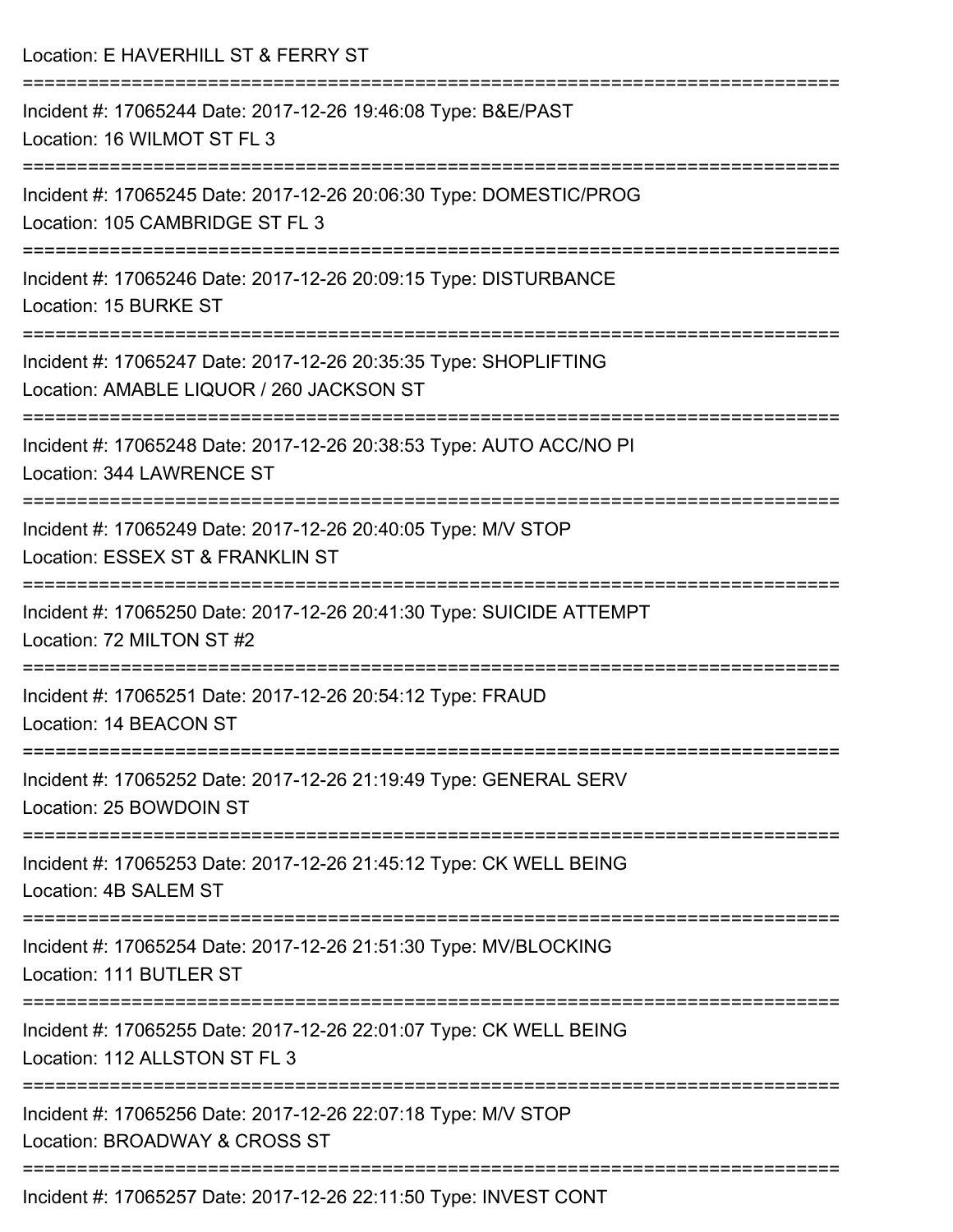Location: E HAVERHILL ST & FERRY ST

===========================================================================

Incident #: 17065244 Date: 2017-12-26 19:46:08 Type: B&E/PAST
Location: 16 WILMOT ST FL 3

===========================================================================

Incident #: 17065245 Date: 2017-12-26 20:06:30 Type: DOMESTIC/PROG
Location: 105 CAMBRIDGE ST FL 3

===========================================================================

Incident #: 17065246 Date: 2017-12-26 20:09:15 Type: DISTURBANCE
Location: 15 BURKE ST

===========================================================================

Incident #: 17065247 Date: 2017-12-26 20:35:35 Type: SHOPLIFTING
Location: AMABLE LIQUOR / 260 JACKSON ST

===========================================================================

Incident #: 17065248 Date: 2017-12-26 20:38:53 Type: AUTO ACC/NO PI
Location: 344 LAWRENCE ST

===========================================================================

Incident #: 17065249 Date: 2017-12-26 20:40:05 Type: M/V STOP
Location: ESSEX ST & FRANKLIN ST

===========================================================================

Incident #: 17065250 Date: 2017-12-26 20:41:30 Type: SUICIDE ATTEMPT
Location: 72 MILTON ST #2

===========================================================================

Incident #: 17065251 Date: 2017-12-26 20:54:12 Type: FRAUD
Location: 14 BEACON ST

===========================================================================

Incident #: 17065252 Date: 2017-12-26 21:19:49 Type: GENERAL SERV
Location: 25 BOWDOIN ST

===========================================================================

Incident #: 17065253 Date: 2017-12-26 21:45:12 Type: CK WELL BEING
Location: 4B SALEM ST

===========================================================================

Incident #: 17065254 Date: 2017-12-26 21:51:30 Type: MV/BLOCKING
Location: 111 BUTLER ST

===========================================================================

Incident #: 17065255 Date: 2017-12-26 22:01:07 Type: CK WELL BEING
Location: 112 ALLSTON ST FL 3

===========================================================================

Incident #: 17065256 Date: 2017-12-26 22:07:18 Type: M/V STOP
Location: BROADWAY & CROSS ST

===========================================================================

Incident #: 17065257 Date: 2017-12-26 22:11:50 Type: INVEST CONT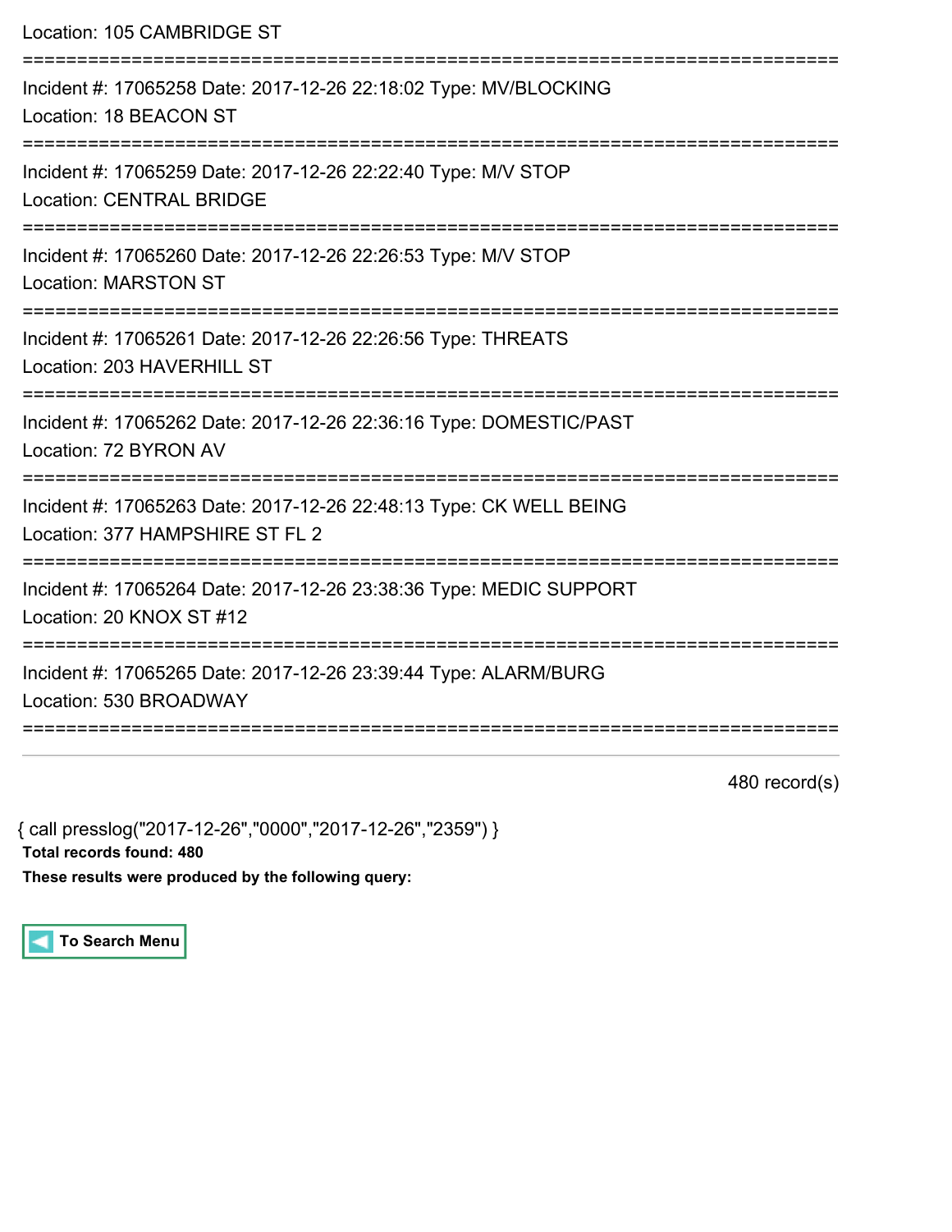Location: 105 CAMBRIDGE ST

===========================================================================

Incident #: 17065258 Date: 2017-12-26 22:18:02 Type: MV/BLOCKING
Location: 18 BEACON ST

===========================================================================

Incident #: 17065259 Date: 2017-12-26 22:22:40 Type: M/V STOP
Location: CENTRAL BRIDGE

===========================================================================

Incident #: 17065260 Date: 2017-12-26 22:26:53 Type: M/V STOP
Location: MARSTON ST

===========================================================================

Incident #: 17065261 Date: 2017-12-26 22:26:56 Type: THREATS
Location: 203 HAVERHILL ST

===========================================================================

Incident #: 17065262 Date: 2017-12-26 22:36:16 Type: DOMESTIC/PAST
Location: 72 BYRON AV

===========================================================================

Incident #: 17065263 Date: 2017-12-26 22:48:13 Type: CK WELL BEING
Location: 377 HAMPSHIRE ST FL 2

===========================================================================

Incident #: 17065264 Date: 2017-12-26 23:38:36 Type: MEDIC SUPPORT
Location: 20 KNOX ST #12

===========================================================================

Incident #: 17065265 Date: 2017-12-26 23:39:44 Type: ALARM/BURG
Location: 530 BROADWAY

===========================================================================

480 record(s)

{ call presslog("2017-12-26","0000","2017-12-26","2359") }

**Total records found: 480**

**These results were produced by the following query:**

To Search Menu